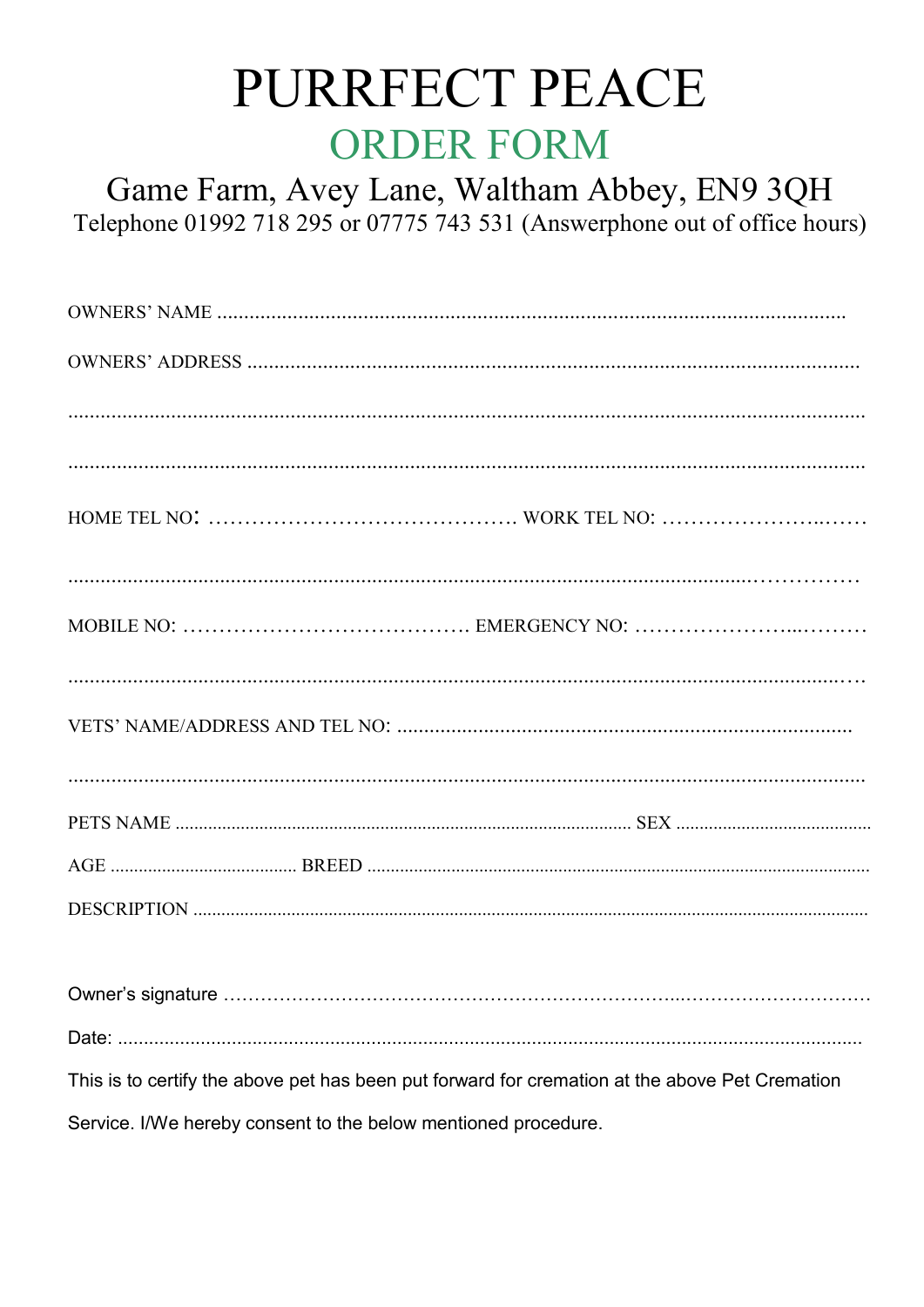# PURRFECT PEACE

## ORDER FORM

### Game Farm, Avey Lane, Waltham Abbey, EN9 3QH

Telephone 01992 718 295 or 07775 743 531 (Answerphone out of office hours)

OWNERS' NAME ..........................................................................................................................

OWNERS' ADDRESS ....................................................................................................................

..........................................................................................................................................................

..........................................................................................................................................................

HOME TEL NO: ……………………………………. WORK TEL NO: …………………..……

..........................................................................................................................................................

MOBILE NO: …………………………………. EMERGENCY NO: …………………...………

..........................................................................................................................................................

VETS' NAME/ADDRESS AND TEL NO: ......................................................................................

..........................................................................................................................................................

PETS NAME ................................................................................................. SEX ..........................................

AGE ....................................... BREED ..........................................................................................................

DESCRIPTION ..................................................................................................................................................

Owner's signature …………………………………………………………………..…………………………

Date: ..................................................................................................................................................

This is to certify the above pet has been put forward for cremation at the above Pet Cremation Service. I/We hereby consent to the below mentioned procedure.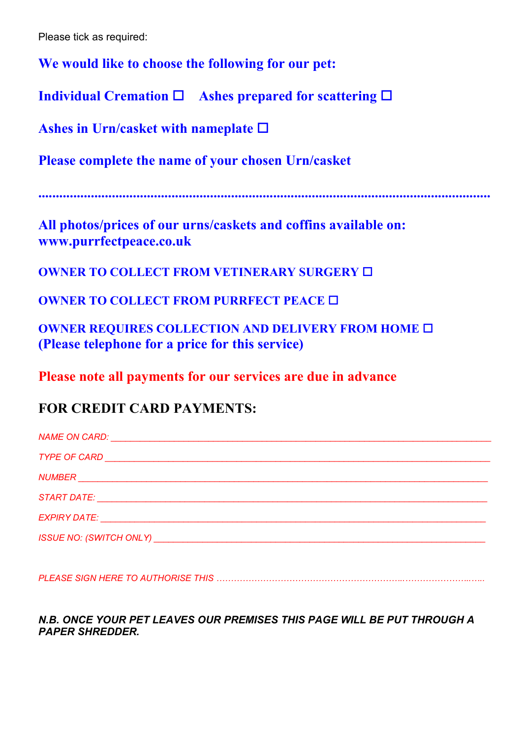Please tick as required:

**We would like to choose the following for our pet:**

**Individual Cremation ☐ Ashes prepared for scattering ☐**

**Ashes in Urn/casket with nameplate ☐**

**Please complete the name of your chosen Urn/casket**

**..........................................................................................................................**

**All photos/prices of our urns/caskets and coffins available on: www.purrfectpeace.co.uk**

**OWNER TO COLLECT FROM VETINERARY SURGERY ☐**

**OWNER TO COLLECT FROM PURRFECT PEACE ☐**

**OWNER REQUIRES COLLECTION AND DELIVERY FROM HOME ☐**
**(Please telephone for a price for this service)**

**Please note all payments for our services are due in advance**

## FOR CREDIT CARD PAYMENTS:

*NAME ON CARD:* ______________________________________________________________

*TYPE OF CARD* ______________________________________________________________

*NUMBER* ______________________________________________________________

*START DATE:* ______________________________________________________________

*EXPIRY DATE:* ______________________________________________________________

*ISSUE NO: (SWITCH ONLY)* ______________________________________________________

*PLEASE SIGN HERE TO AUTHORISE THIS* ……………………………………………………………………………

***N.B. ONCE YOUR PET LEAVES OUR PREMISES THIS PAGE WILL BE PUT THROUGH A PAPER SHREDDER.***